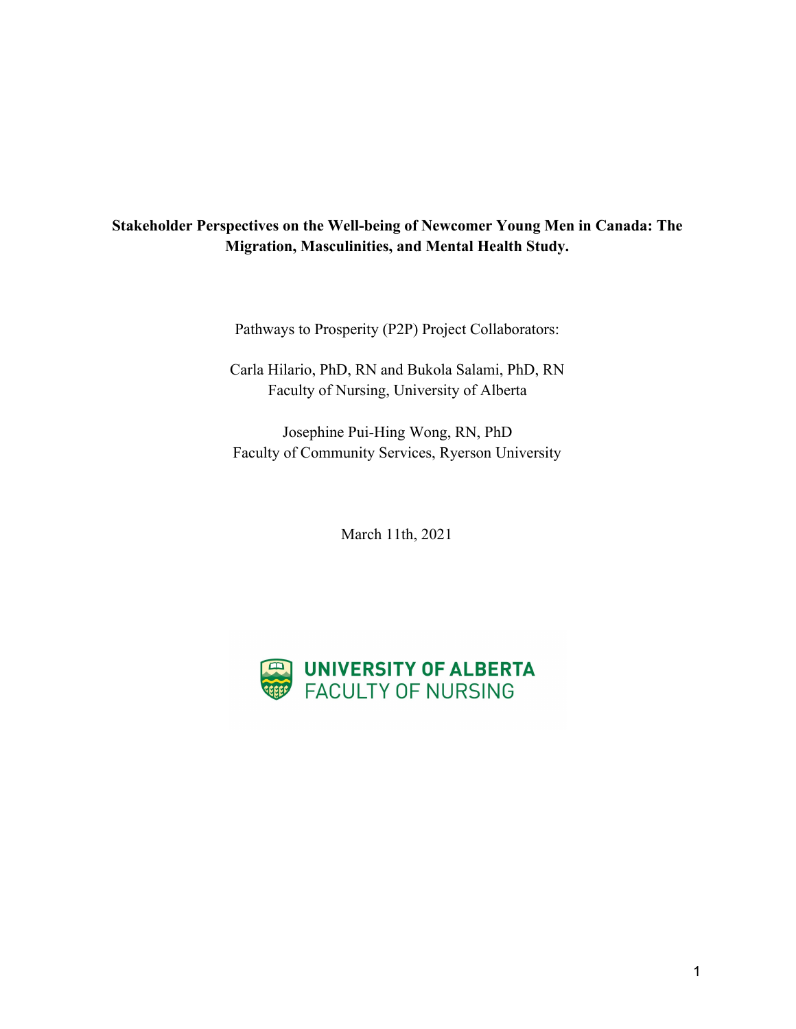# Stakeholder Perspectives on the Well-being of Newcomer Young Men in Canada: The Migration, Masculinities, and Mental Health Study.

Pathways to Prosperity (P2P) Project Collaborators:

Carla Hilario, PhD, RN and Bukola Salami, PhD, RN
Faculty of Nursing, University of Alberta

Josephine Pui-Hing Wong, RN, PhD
Faculty of Community Services, Ryerson University

March 11th, 2021

UNIVERSITY OF ALBERTA
FACULTY OF NURSING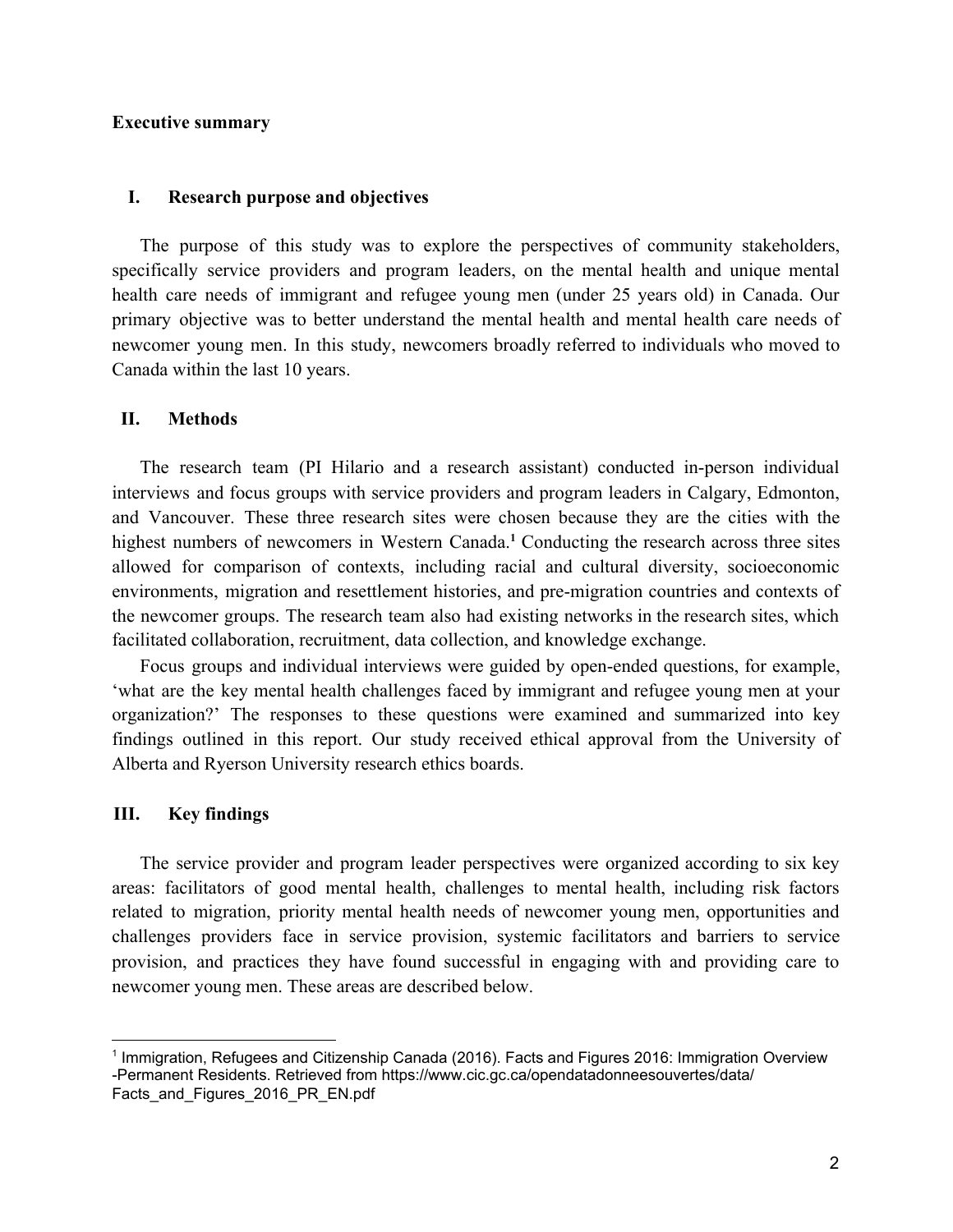**Executive summary**

## I. Research purpose and objectives

The purpose of this study was to explore the perspectives of community stakeholders, specifically service providers and program leaders, on the mental health and unique mental health care needs of immigrant and refugee young men (under 25 years old) in Canada. Our primary objective was to better understand the mental health and mental health care needs of newcomer young men. In this study, newcomers broadly referred to individuals who moved to Canada within the last 10 years.

## II. Methods

The research team (PI Hilario and a research assistant) conducted in-person individual interviews and focus groups with service providers and program leaders in Calgary, Edmonton, and Vancouver. These three research sites were chosen because they are the cities with the highest numbers of newcomers in Western Canada.[1] Conducting the research across three sites allowed for comparison of contexts, including racial and cultural diversity, socioeconomic environments, migration and resettlement histories, and pre-migration countries and contexts of the newcomer groups. The research team also had existing networks in the research sites, which facilitated collaboration, recruitment, data collection, and knowledge exchange.

Focus groups and individual interviews were guided by open-ended questions, for example, 'what are the key mental health challenges faced by immigrant and refugee young men at your organization?' The responses to these questions were examined and summarized into key findings outlined in this report. Our study received ethical approval from the University of Alberta and Ryerson University research ethics boards.

## III. Key findings

The service provider and program leader perspectives were organized according to six key areas: facilitators of good mental health, challenges to mental health, including risk factors related to migration, priority mental health needs of newcomer young men, opportunities and challenges providers face in service provision, systemic facilitators and barriers to service provision, and practices they have found successful in engaging with and providing care to newcomer young men. These areas are described below.

---

[1] Immigration, Refugees and Citizenship Canada (2016). Facts and Figures 2016: Immigration Overview -Permanent Residents. Retrieved from https://www.cic.gc.ca/opendatadonneesouvertes/data/Facts_and_Figures_2016_PR_EN.pdf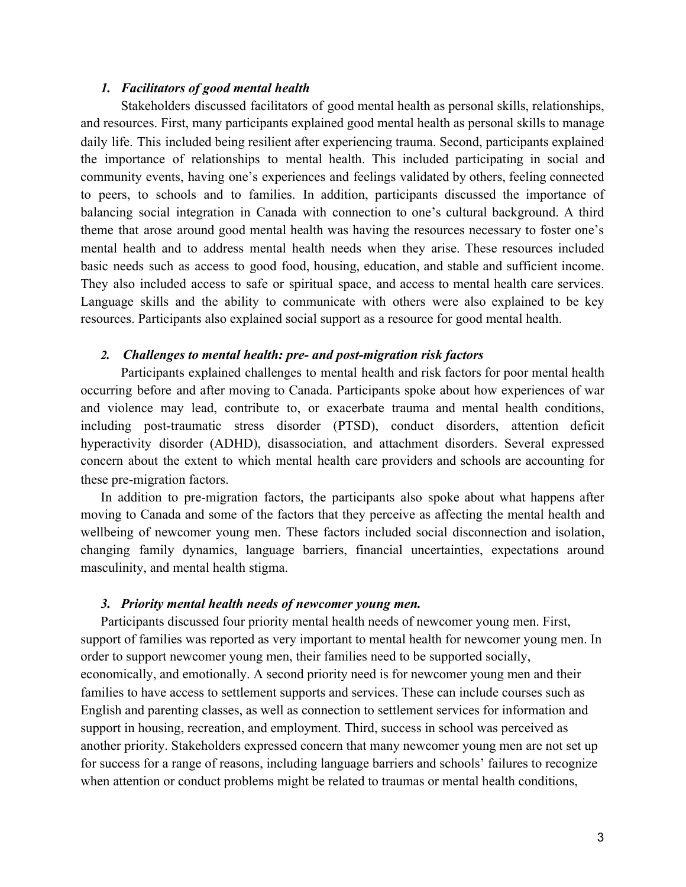### *1. Facilitators of good mental health*

Stakeholders discussed facilitators of good mental health as personal skills, relationships, and resources. First, many participants explained good mental health as personal skills to manage daily life. This included being resilient after experiencing trauma. Second, participants explained the importance of relationships to mental health. This included participating in social and community events, having one's experiences and feelings validated by others, feeling connected to peers, to schools and to families. In addition, participants discussed the importance of balancing social integration in Canada with connection to one's cultural background. A third theme that arose around good mental health was having the resources necessary to foster one's mental health and to address mental health needs when they arise. These resources included basic needs such as access to good food, housing, education, and stable and sufficient income. They also included access to safe or spiritual space, and access to mental health care services. Language skills and the ability to communicate with others were also explained to be key resources. Participants also explained social support as a resource for good mental health.

### *2. Challenges to mental health: pre- and post-migration risk factors*

Participants explained challenges to mental health and risk factors for poor mental health occurring before and after moving to Canada. Participants spoke about how experiences of war and violence may lead, contribute to, or exacerbate trauma and mental health conditions, including post-traumatic stress disorder (PTSD), conduct disorders, attention deficit hyperactivity disorder (ADHD), disassociation, and attachment disorders. Several expressed concern about the extent to which mental health care providers and schools are accounting for these pre-migration factors.

In addition to pre-migration factors, the participants also spoke about what happens after moving to Canada and some of the factors that they perceive as affecting the mental health and wellbeing of newcomer young men. These factors included social disconnection and isolation, changing family dynamics, language barriers, financial uncertainties, expectations around masculinity, and mental health stigma.

### *3. Priority mental health needs of newcomer young men.*

Participants discussed four priority mental health needs of newcomer young men. First, support of families was reported as very important to mental health for newcomer young men. In order to support newcomer young men, their families need to be supported socially, economically, and emotionally. A second priority need is for newcomer young men and their families to have access to settlement supports and services. These can include courses such as English and parenting classes, as well as connection to settlement services for information and support in housing, recreation, and employment. Third, success in school was perceived as another priority. Stakeholders expressed concern that many newcomer young men are not set up for success for a range of reasons, including language barriers and schools' failures to recognize when attention or conduct problems might be related to traumas or mental health conditions,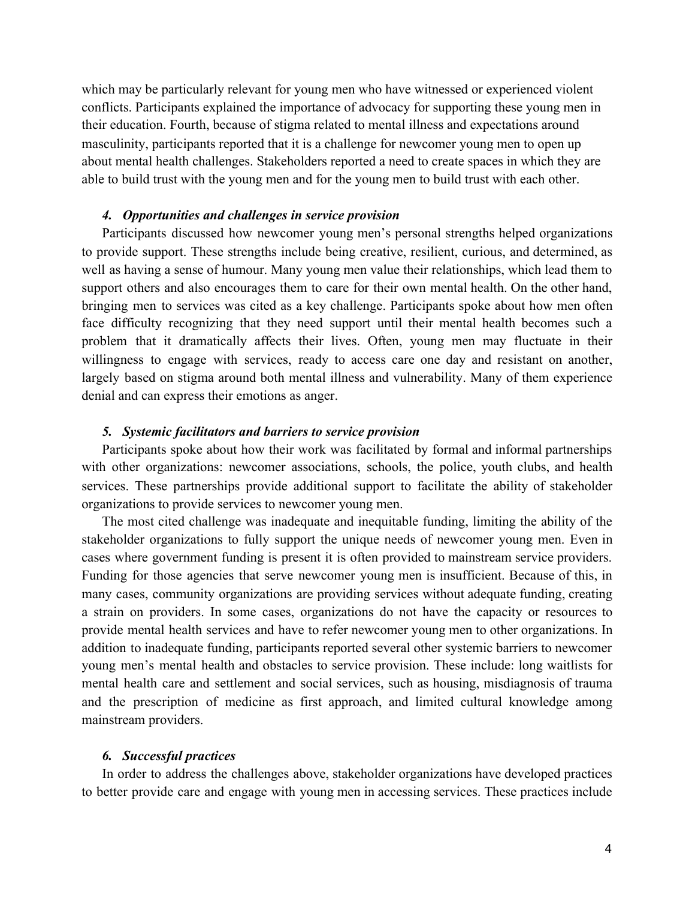which may be particularly relevant for young men who have witnessed or experienced violent conflicts. Participants explained the importance of advocacy for supporting these young men in their education. Fourth, because of stigma related to mental illness and expectations around masculinity, participants reported that it is a challenge for newcomer young men to open up about mental health challenges. Stakeholders reported a need to create spaces in which they are able to build trust with the young men and for the young men to build trust with each other.

### *4. Opportunities and challenges in service provision*

Participants discussed how newcomer young men's personal strengths helped organizations to provide support. These strengths include being creative, resilient, curious, and determined, as well as having a sense of humour. Many young men value their relationships, which lead them to support others and also encourages them to care for their own mental health. On the other hand, bringing men to services was cited as a key challenge. Participants spoke about how men often face difficulty recognizing that they need support until their mental health becomes such a problem that it dramatically affects their lives. Often, young men may fluctuate in their willingness to engage with services, ready to access care one day and resistant on another, largely based on stigma around both mental illness and vulnerability. Many of them experience denial and can express their emotions as anger.

### *5. Systemic facilitators and barriers to service provision*

Participants spoke about how their work was facilitated by formal and informal partnerships with other organizations: newcomer associations, schools, the police, youth clubs, and health services. These partnerships provide additional support to facilitate the ability of stakeholder organizations to provide services to newcomer young men.

The most cited challenge was inadequate and inequitable funding, limiting the ability of the stakeholder organizations to fully support the unique needs of newcomer young men. Even in cases where government funding is present it is often provided to mainstream service providers. Funding for those agencies that serve newcomer young men is insufficient. Because of this, in many cases, community organizations are providing services without adequate funding, creating a strain on providers. In some cases, organizations do not have the capacity or resources to provide mental health services and have to refer newcomer young men to other organizations. In addition to inadequate funding, participants reported several other systemic barriers to newcomer young men's mental health and obstacles to service provision. These include: long waitlists for mental health care and settlement and social services, such as housing, misdiagnosis of trauma and the prescription of medicine as first approach, and limited cultural knowledge among mainstream providers.

### *6. Successful practices*

In order to address the challenges above, stakeholder organizations have developed practices to better provide care and engage with young men in accessing services. These practices include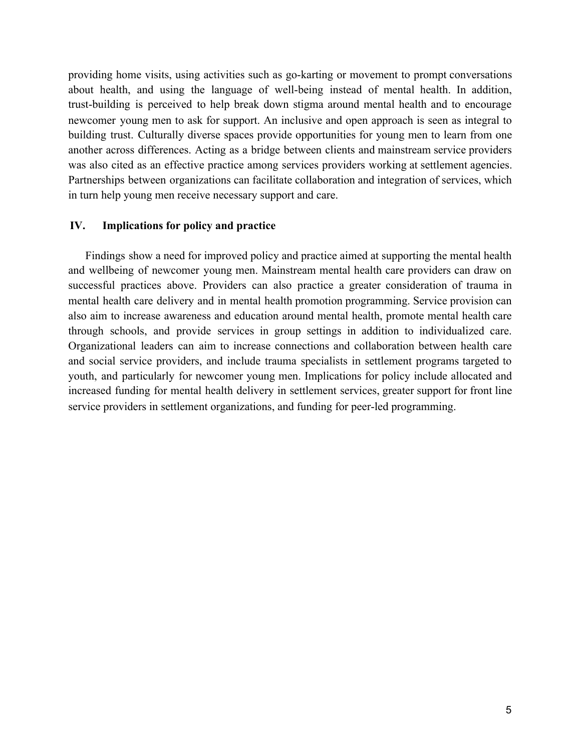providing home visits, using activities such as go-karting or movement to prompt conversations about health, and using the language of well-being instead of mental health. In addition, trust-building is perceived to help break down stigma around mental health and to encourage newcomer young men to ask for support. An inclusive and open approach is seen as integral to building trust. Culturally diverse spaces provide opportunities for young men to learn from one another across differences. Acting as a bridge between clients and mainstream service providers was also cited as an effective practice among services providers working at settlement agencies. Partnerships between organizations can facilitate collaboration and integration of services, which in turn help young men receive necessary support and care.

## IV. Implications for policy and practice

Findings show a need for improved policy and practice aimed at supporting the mental health and wellbeing of newcomer young men. Mainstream mental health care providers can draw on successful practices above. Providers can also practice a greater consideration of trauma in mental health care delivery and in mental health promotion programming. Service provision can also aim to increase awareness and education around mental health, promote mental health care through schools, and provide services in group settings in addition to individualized care. Organizational leaders can aim to increase connections and collaboration between health care and social service providers, and include trauma specialists in settlement programs targeted to youth, and particularly for newcomer young men. Implications for policy include allocated and increased funding for mental health delivery in settlement services, greater support for front line service providers in settlement organizations, and funding for peer-led programming.